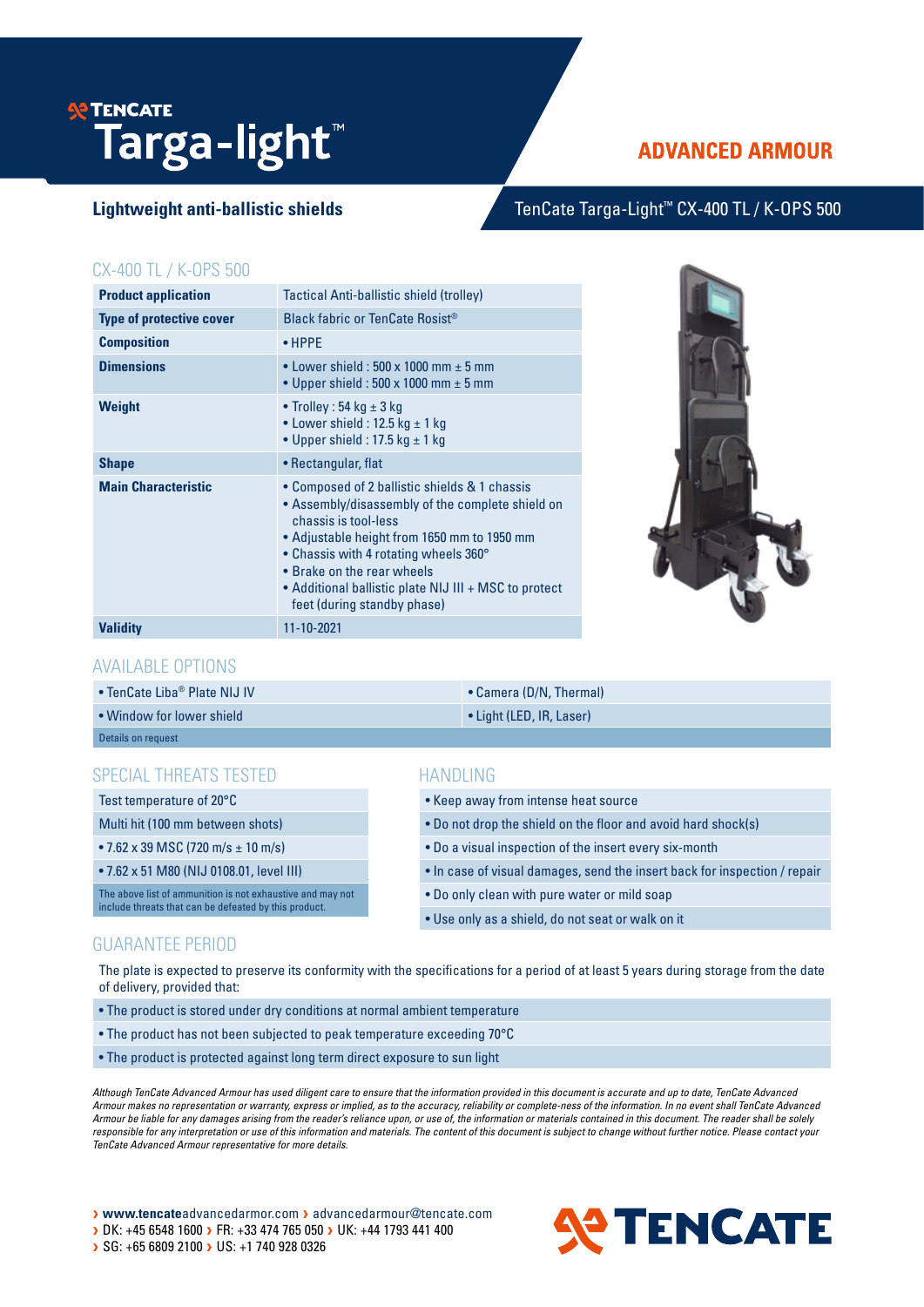# TENCATE Targa-light™

## ADVANCED ARMOUR

**Lightweight anti-ballistic shields**

TenCate Targa-Light™ CX-400 TL / K-OPS 500

## CX-400 TL / K-OPS 500

| | |
|---|---|
| **Product application** | Tactical Anti-ballistic shield (trolley) |
| **Type of protective cover** | Black fabric or TenCate Rosist® |
| **Composition** | • HPPE |
| **Dimensions** | • Lower shield : 500 x 1000 mm ± 5 mm<br>• Upper shield : 500 x 1000 mm ± 5 mm |
| **Weight** | • Trolley : 54 kg ± 3 kg<br>• Lower shield : 12.5 kg ± 1 kg<br>• Upper shield : 17.5 kg ± 1 kg |
| **Shape** | • Rectangular, flat |
| **Main Characteristic** | • Composed of 2 ballistic shields & 1 chassis<br>• Assembly/disassembly of the complete shield on chassis is tool-less<br>• Adjustable height from 1650 mm to 1950 mm<br>• Chassis with 4 rotating wheels 360°<br>• Brake on the rear wheels<br>• Additional ballistic plate NIJ III + MSC to protect feet (during standby phase) |
| **Validity** | 11-10-2021 |

## AVAILABLE OPTIONS

| | |
|---|---|
| • TenCate Liba® Plate NIJ IV | • Camera (D/N, Thermal) |
| • Window for lower shield | • Light (LED, IR, Laser) |

Details on request

## SPECIAL THREATS TESTED

| |
|---|
| Test temperature of 20°C |
| Multi hit (100 mm between shots) |
| • 7.62 x 39 MSC (720 m/s ± 10 m/s) |
| • 7.62 x 51 M80 (NIJ 0108.01, level III) |

The above list of ammunition is not exhaustive and may not include threats that can be defeated by this product.

## HANDLING

- Keep away from intense heat source
- Do not drop the shield on the floor and avoid hard shock(s)
- Do a visual inspection of the insert every six-month
- In case of visual damages, send the insert back for inspection / repair
- Do only clean with pure water or mild soap
- Use only as a shield, do not seat or walk on it

## GUARANTEE PERIOD

The plate is expected to preserve its conformity with the specifications for a period of at least 5 years during storage from the date of delivery, provided that:

- The product is stored under dry conditions at normal ambient temperature
- The product has not been subjected to peak temperature exceeding 70°C
- The product is protected against long term direct exposure to sun light

*Although TenCate Advanced Armour has used diligent care to ensure that the information provided in this document is accurate and up to date, TenCate Advanced Armour makes no representation or warranty, express or implied, as to the accuracy, reliability or complete-ness of the information. In no event shall TenCate Advanced Armour be liable for any damages arising from the reader's reliance upon, or use of, the information or materials contained in this document. The reader shall be solely responsible for any interpretation or use of this information and materials. The content of this document is subject to change without further notice. Please contact your TenCate Advanced Armour representative for more details.*

› www.tencateadvancedarmor.com › advancedarmour@tencate.com
› DK: +45 6548 1600 › FR: +33 474 765 050 › UK: +44 1793 441 400
› SG: +65 6809 2100 › US: +1 740 928 0326

TENCATE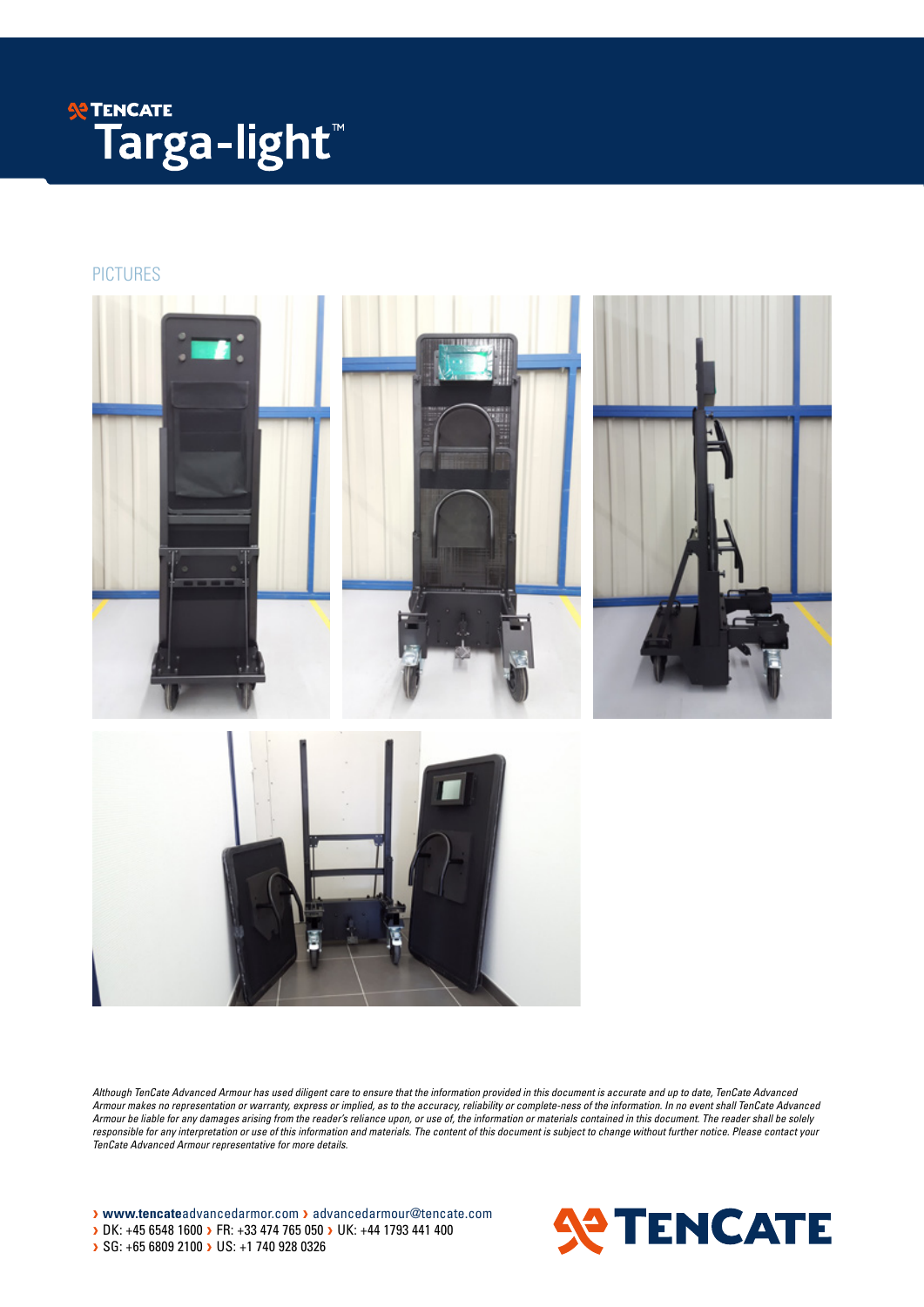# Targa-light™

## PICTURES

*Although TenCate Advanced Armour has used diligent care to ensure that the information provided in this document is accurate and up to date, TenCate Advanced Armour makes no representation or warranty, express or implied, as to the accuracy, reliability or complete-ness of the information. In no event shall TenCate Advanced Armour be liable for any damages arising from the reader's reliance upon, or use of, the information or materials contained in this document. The reader shall be solely responsible for any interpretation or use of this information and materials. The content of this document is subject to change without further notice. Please contact your TenCate Advanced Armour representative for more details.*

› **www.tencate**advancedarmor.com › advancedarmour@tencate.com
› DK: +45 6548 1600 › FR: +33 474 765 050 › UK: +44 1793 441 400
› SG: +65 6809 2100 › US: +1 740 928 0326